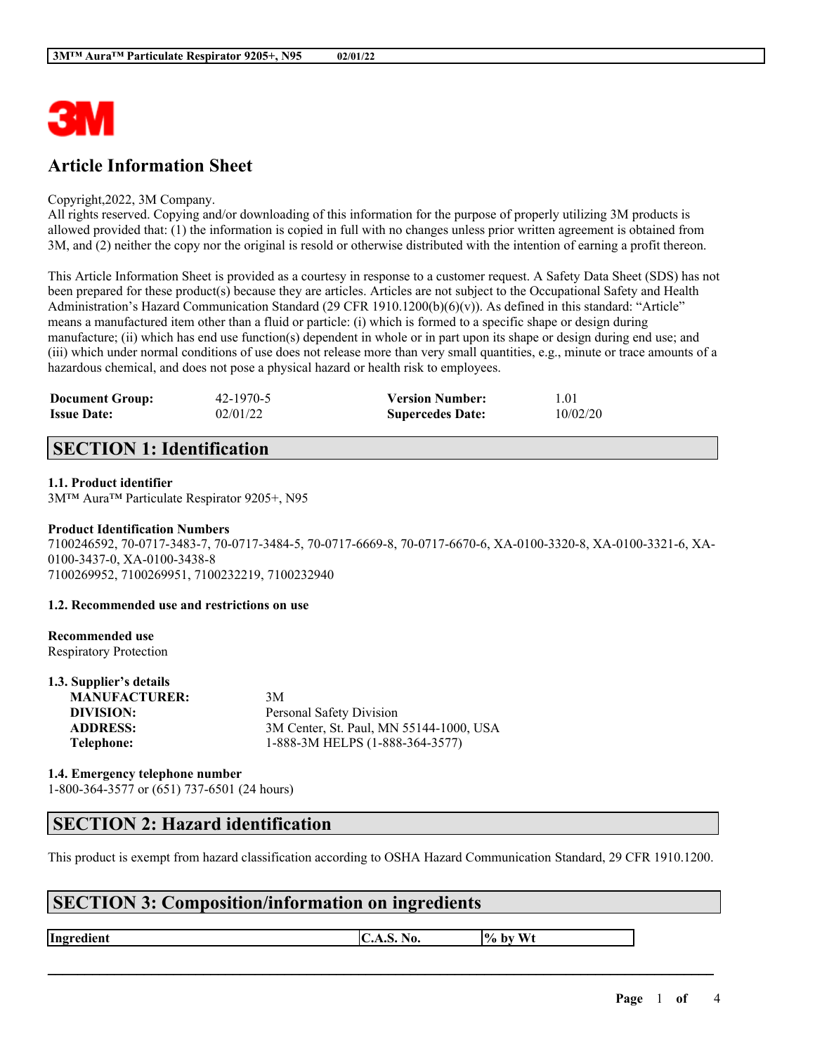# Article Information Sheet

Copyright,2022, 3M Company.
All rights reserved. Copying and/or downloading of this information for the purpose of properly utilizing 3M products is allowed provided that: (1) the information is copied in full with no changes unless prior written agreement is obtained from 3M, and (2) neither the copy nor the original is resold or otherwise distributed with the intention of earning a profit thereon.

This Article Information Sheet is provided as a courtesy in response to a customer request. A Safety Data Sheet (SDS) has not been prepared for these product(s) because they are articles. Articles are not subject to the Occupational Safety and Health Administration's Hazard Communication Standard (29 CFR 1910.1200(b)(6)(v)). As defined in this standard: "Article" means a manufactured item other than a fluid or particle: (i) which is formed to a specific shape or design during manufacture; (ii) which has end use function(s) dependent in whole or in part upon its shape or design during end use; and (iii) which under normal conditions of use does not release more than very small quantities, e.g., minute or trace amounts of a hazardous chemical, and does not pose a physical hazard or health risk to employees.

| | | | |
|---|---|---|---|
| **Document Group:** | 42-1970-5 | **Version Number:** | 1.01 |
| **Issue Date:** | 02/01/22 | **Supercedes Date:** | 10/02/20 |

## SECTION 1: Identification

### 1.1. Product identifier
3M™ Aura™ Particulate Respirator 9205+, N95

### Product Identification Numbers
7100246592, 70-0717-3483-7, 70-0717-3484-5, 70-0717-6669-8, 70-0717-6670-6, XA-0100-3320-8, XA-0100-3321-6, XA-0100-3437-0, XA-0100-3438-8
7100269952, 7100269951, 7100232219, 7100232940

### 1.2. Recommended use and restrictions on use

**Recommended use**
Respiratory Protection

### 1.3. Supplier's details

| | |
|---|---|
| **MANUFACTURER:** | 3M |
| **DIVISION:** | Personal Safety Division |
| **ADDRESS:** | 3M Center, St. Paul, MN 55144-1000, USA |
| **Telephone:** | 1-888-3M HELPS (1-888-364-3577) |

### 1.4. Emergency telephone number
1-800-364-3577 or (651) 737-6501 (24 hours)

## SECTION 2: Hazard identification

This product is exempt from hazard classification according to OSHA Hazard Communication Standard, 29 CFR 1910.1200.

## SECTION 3: Composition/information on ingredients

| Ingredient | C.A.S. No. | % by Wt |
|---|---|---|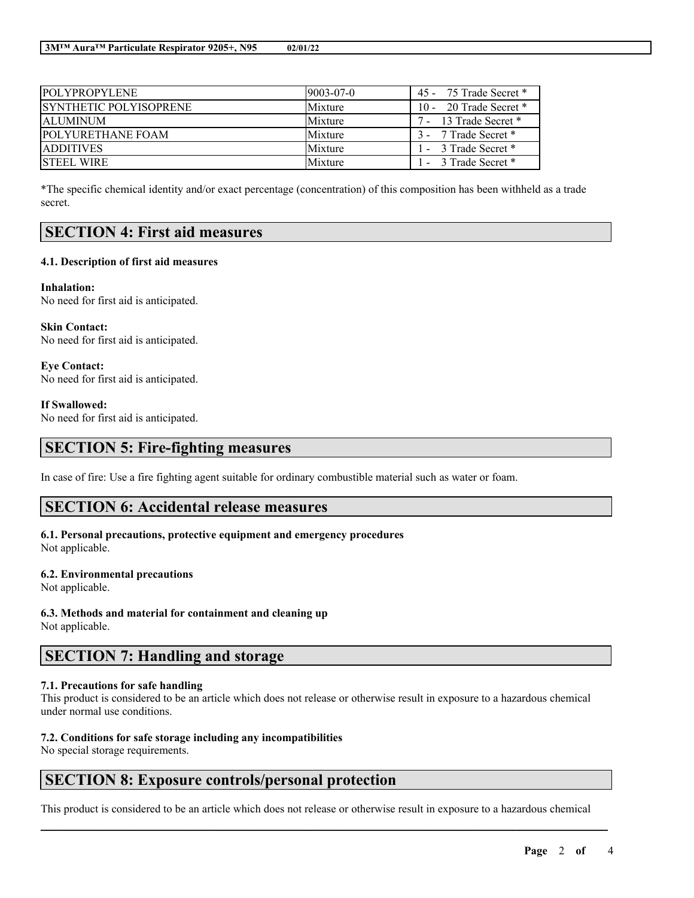| POLYPROPYLENE | 9003-07-0 | 45 - 75 Trade Secret * |
|---|---|---|
| SYNTHETIC POLYISOPRENE | Mixture | 10 - 20 Trade Secret * |
| ALUMINUM | Mixture | 7 - 13 Trade Secret * |
| POLYURETHANE FOAM | Mixture | 3 - 7 Trade Secret * |
| ADDITIVES | Mixture | 1 - 3 Trade Secret * |
| STEEL WIRE | Mixture | 1 - 3 Trade Secret * |

*The specific chemical identity and/or exact percentage (concentration) of this composition has been withheld as a trade secret.

## SECTION 4: First aid measures

### 4.1. Description of first aid measures

**Inhalation:**
No need for first aid is anticipated.

**Skin Contact:**
No need for first aid is anticipated.

**Eye Contact:**
No need for first aid is anticipated.

**If Swallowed:**
No need for first aid is anticipated.

## SECTION 5: Fire-fighting measures

In case of fire: Use a fire fighting agent suitable for ordinary combustible material such as water or foam.

## SECTION 6: Accidental release measures

### 6.1. Personal precautions, protective equipment and emergency procedures
Not applicable.

### 6.2. Environmental precautions
Not applicable.

### 6.3. Methods and material for containment and cleaning up
Not applicable.

## SECTION 7: Handling and storage

### 7.1. Precautions for safe handling
This product is considered to be an article which does not release or otherwise result in exposure to a hazardous chemical under normal use conditions.

### 7.2. Conditions for safe storage including any incompatibilities
No special storage requirements.

## SECTION 8: Exposure controls/personal protection

This product is considered to be an article which does not release or otherwise result in exposure to a hazardous chemical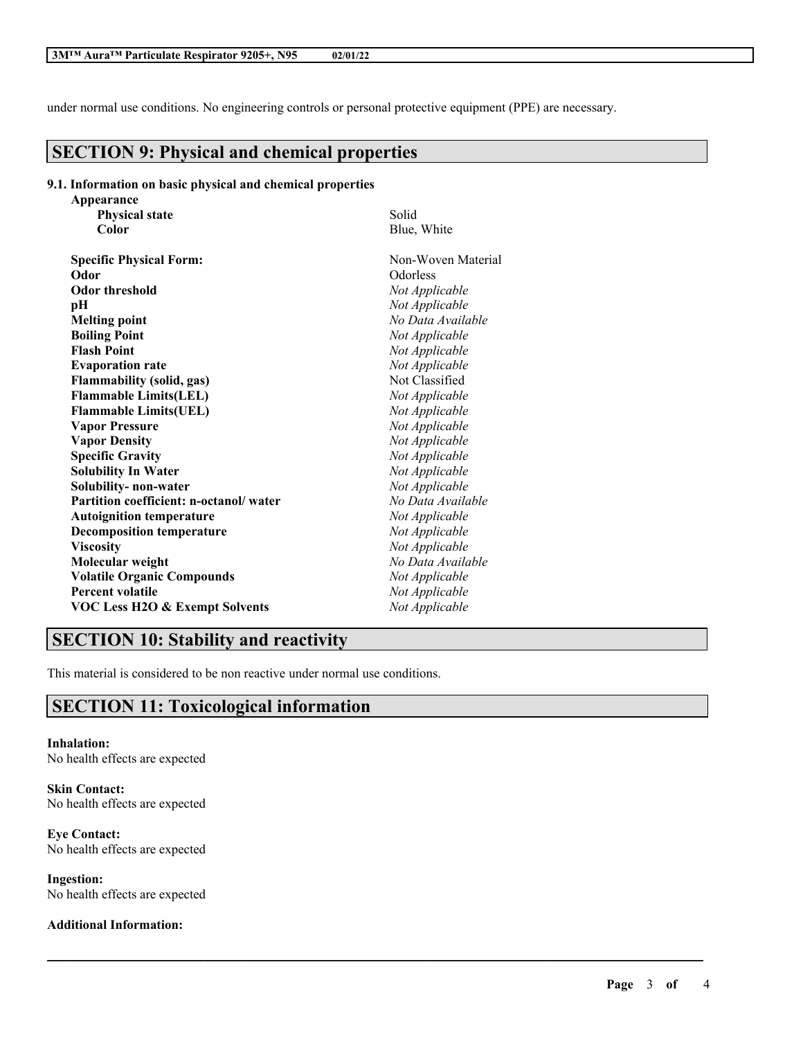under normal use conditions. No engineering controls or personal protective equipment (PPE) are necessary.

## SECTION 9: Physical and chemical properties

**9.1. Information on basic physical and chemical properties**

| Property | Value |
|---|---|
| **Appearance** | |
| **Physical state** | Solid |
| **Color** | Blue, White |
| **Specific Physical Form:** | Non-Woven Material |
| **Odor** | Odorless |
| **Odor threshold** | *Not Applicable* |
| **pH** | *Not Applicable* |
| **Melting point** | *No Data Available* |
| **Boiling Point** | *Not Applicable* |
| **Flash Point** | *Not Applicable* |
| **Evaporation rate** | *Not Applicable* |
| **Flammability (solid, gas)** | Not Classified |
| **Flammable Limits(LEL)** | *Not Applicable* |
| **Flammable Limits(UEL)** | *Not Applicable* |
| **Vapor Pressure** | *Not Applicable* |
| **Vapor Density** | *Not Applicable* |
| **Specific Gravity** | *Not Applicable* |
| **Solubility In Water** | *Not Applicable* |
| **Solubility- non-water** | *Not Applicable* |
| **Partition coefficient: n-octanol/ water** | *No Data Available* |
| **Autoignition temperature** | *Not Applicable* |
| **Decomposition temperature** | *Not Applicable* |
| **Viscosity** | *Not Applicable* |
| **Molecular weight** | *No Data Available* |
| **Volatile Organic Compounds** | *Not Applicable* |
| **Percent volatile** | *Not Applicable* |
| **VOC Less H2O & Exempt Solvents** | *Not Applicable* |

## SECTION 10: Stability and reactivity

This material is considered to be non reactive under normal use conditions.

## SECTION 11: Toxicological information

**Inhalation:**
No health effects are expected

**Skin Contact:**
No health effects are expected

**Eye Contact:**
No health effects are expected

**Ingestion:**
No health effects are expected

**Additional Information:**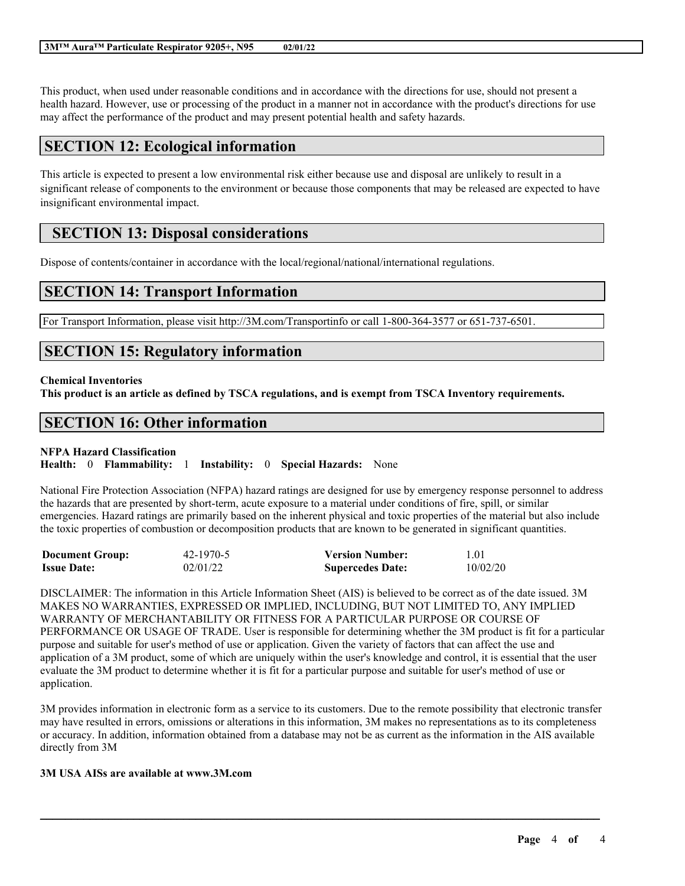This product, when used under reasonable conditions and in accordance with the directions for use, should not present a health hazard. However, use or processing of the product in a manner not in accordance with the product's directions for use may affect the performance of the product and may present potential health and safety hazards.

## SECTION 12: Ecological information

This article is expected to present a low environmental risk either because use and disposal are unlikely to result in a significant release of components to the environment or because those components that may be released are expected to have insignificant environmental impact.

## SECTION 13: Disposal considerations

Dispose of contents/container in accordance with the local/regional/national/international regulations.

## SECTION 14: Transport Information

For Transport Information, please visit http://3M.com/Transportinfo or call 1-800-364-3577 or 651-737-6501.

## SECTION 15: Regulatory information

**Chemical Inventories**

**This product is an article as defined by TSCA regulations, and is exempt from TSCA Inventory requirements.**

## SECTION 16: Other information

**NFPA Hazard Classification**

**Health:** 0 **Flammability:** 1 **Instability:** 0 **Special Hazards:** None

National Fire Protection Association (NFPA) hazard ratings are designed for use by emergency response personnel to address the hazards that are presented by short-term, acute exposure to a material under conditions of fire, spill, or similar emergencies. Hazard ratings are primarily based on the inherent physical and toxic properties of the material but also include the toxic properties of combustion or decomposition products that are known to be generated in significant quantities.

| | | | |
|---|---|---|---|
| **Document Group:** | 42-1970-5 | **Version Number:** | 1.01 |
| **Issue Date:** | 02/01/22 | **Supercedes Date:** | 10/02/20 |

DISCLAIMER: The information in this Article Information Sheet (AIS) is believed to be correct as of the date issued. 3M MAKES NO WARRANTIES, EXPRESSED OR IMPLIED, INCLUDING, BUT NOT LIMITED TO, ANY IMPLIED WARRANTY OF MERCHANTABILITY OR FITNESS FOR A PARTICULAR PURPOSE OR COURSE OF PERFORMANCE OR USAGE OF TRADE. User is responsible for determining whether the 3M product is fit for a particular purpose and suitable for user's method of use or application. Given the variety of factors that can affect the use and application of a 3M product, some of which are uniquely within the user's knowledge and control, it is essential that the user evaluate the 3M product to determine whether it is fit for a particular purpose and suitable for user's method of use or application.

3M provides information in electronic form as a service to its customers. Due to the remote possibility that electronic transfer may have resulted in errors, omissions or alterations in this information, 3M makes no representations as to its completeness or accuracy. In addition, information obtained from a database may not be as current as the information in the AIS available directly from 3M

**3M USA AISs are available at www.3M.com**